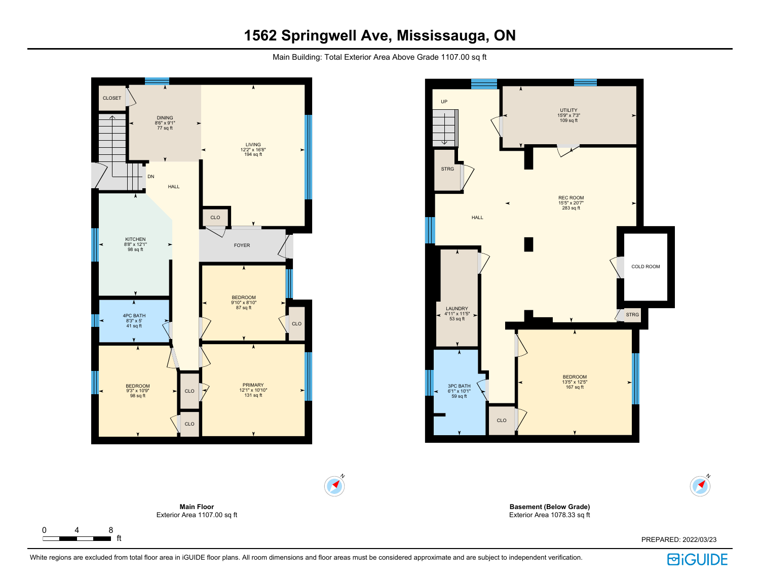# 1562 Springwell Ave, Mississauga, ON

Main Building: Total Exterior Area Above Grade 1107.00 sq ft

CLOSET

DINING
8'6" x 9'1"
77 sq ft

LIVING
12'2" x 16'8"
194 sq ft

DN

HALL

CLO

KITCHEN
8'8" x 12'1"
98 sq ft

FOYER

BEDROOM
9'10" x 8'10"
87 sq ft

4PC BATH
8'3" x 5'
41 sq ft

CLO

BEDROOM
9'3" x 10'9"
98 sq ft

CLO

PRIMARY
12'1" x 10'10"
131 sq ft

CLO

UP

UTILITY
15'9" x 7'3"
109 sq ft

STRG

REC ROOM
15'5" x 20'7"
283 sq ft

HALL

COLD ROOM

LAUNDRY
4'11" x 11'5"
53 sq ft

STRG

3PC BATH
6'1" x 10'1"
59 sq ft

BEDROOM
13'5" x 12'5"
167 sq ft

CLO

**Main Floor**
Exterior Area 1107.00 sq ft

**Basement (Below Grade)**
Exterior Area 1078.33 sq ft

0 4 8 ft

PREPARED: 2022/03/23

White regions are excluded from total floor area in iGUIDE floor plans. All room dimensions and floor areas must be considered approximate and are subject to independent verification.

iGUIDE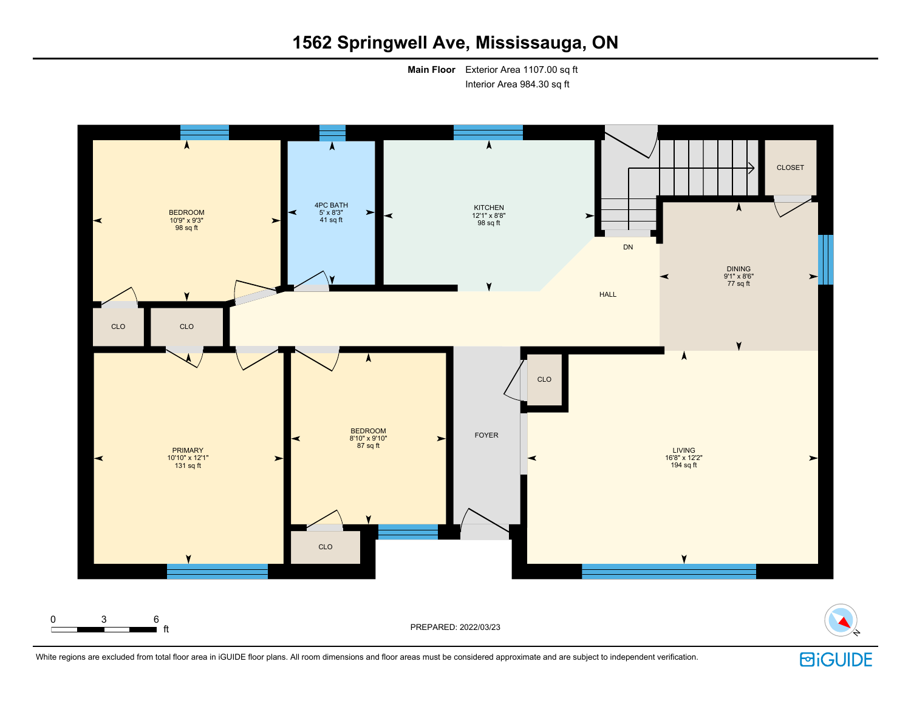# 1562 Springwell Ave, Mississauga, ON

**Main Floor** Exterior Area 1107.00 sq ft
Interior Area 984.30 sq ft

BEDROOM
10'9" x 9'3"
98 sq ft

4PC BATH
5' x 8'3"
41 sq ft

KITCHEN
12'1" x 8'8"
98 sq ft

CLOSET

DN

HALL

DINING
9'1" x 8'6"
77 sq ft

CLO

CLO

CLO

PRIMARY
10'10" x 12'1"
131 sq ft

BEDROOM
8'10" x 9'10"
87 sq ft

FOYER

LIVING
16'8" x 12'2"
194 sq ft

CLO

0 3 6 ft

PREPARED: 2022/03/23

N

White regions are excluded from total floor area in iGUIDE floor plans. All room dimensions and floor areas must be considered approximate and are subject to independent verification.

iGUIDE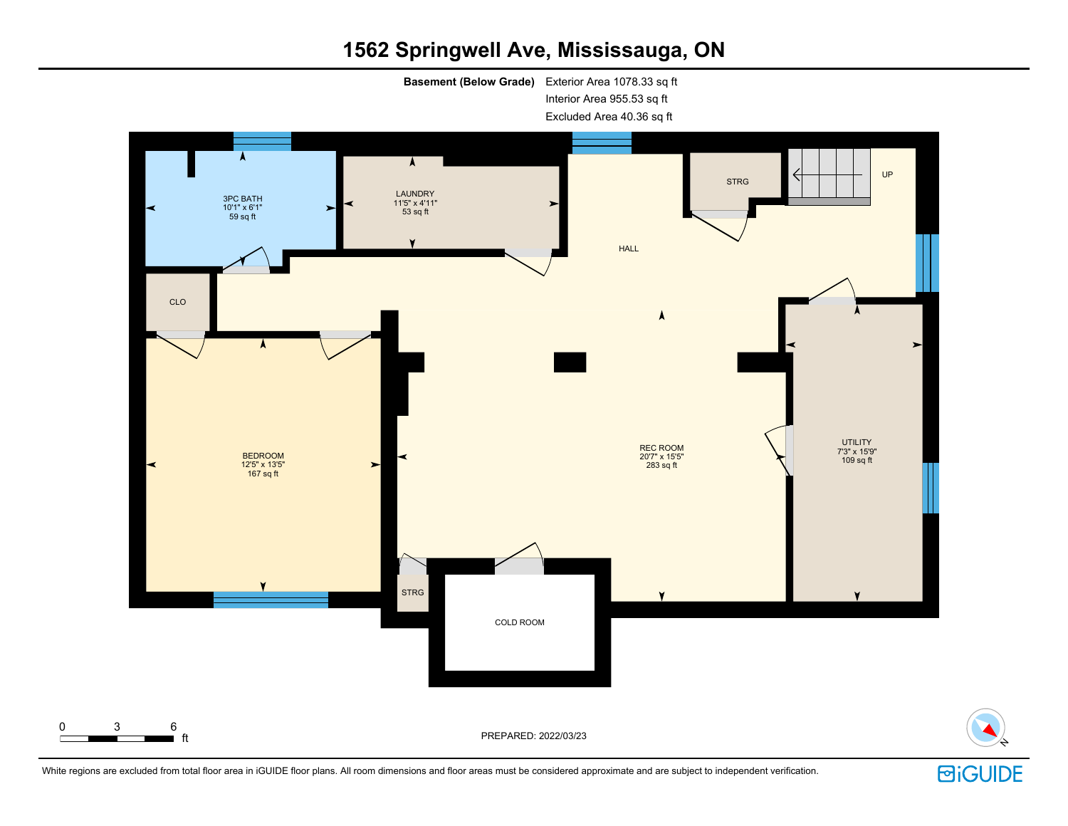# 1562 Springwell Ave, Mississauga, ON

**Basement (Below Grade)** Exterior Area 1078.33 sq ft
Interior Area 955.53 sq ft
Excluded Area 40.36 sq ft

3PC BATH
10'1" x 6'1"
59 sq ft

LAUNDRY
11'5" x 4'11"
53 sq ft

STRG

UP

HALL

CLO

BEDROOM
12'5" x 13'5"
167 sq ft

REC ROOM
20'7" x 15'5"
283 sq ft

UTILITY
7'3" x 15'9"
109 sq ft

STRG

COLD ROOM

0 3 6 ft

PREPARED: 2022/03/23

White regions are excluded from total floor area in iGUIDE floor plans. All room dimensions and floor areas must be considered approximate and are subject to independent verification.

iGUIDE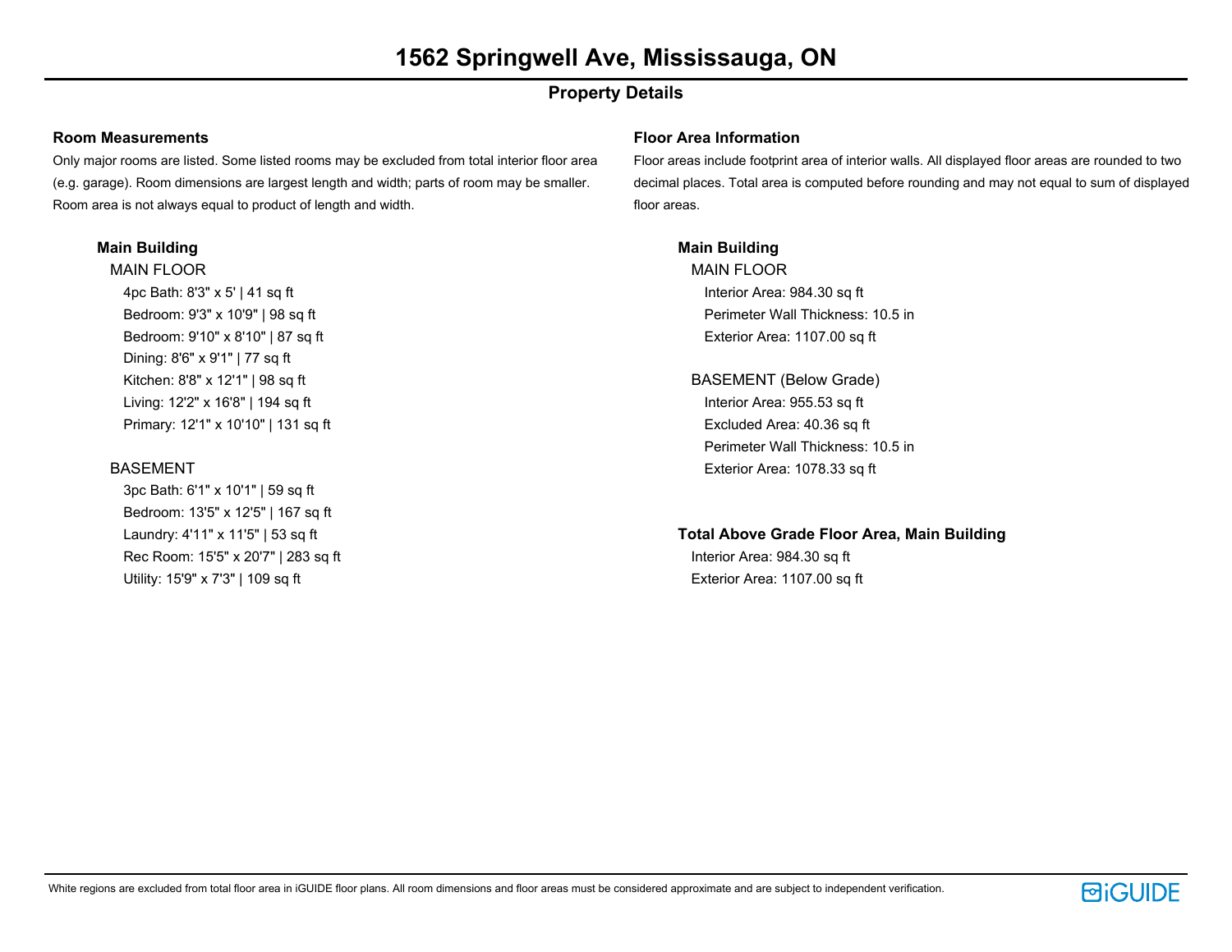# 1562 Springwell Ave, Mississauga, ON

## Property Details

### Room Measurements

Only major rooms are listed. Some listed rooms may be excluded from total interior floor area (e.g. garage). Room dimensions are largest length and width; parts of room may be smaller. Room area is not always equal to product of length and width.

#### Main Building

MAIN FLOOR

- 4pc Bath: 8'3" x 5' | 41 sq ft
- Bedroom: 9'3" x 10'9" | 98 sq ft
- Bedroom: 9'10" x 8'10" | 87 sq ft
- Dining: 8'6" x 9'1" | 77 sq ft
- Kitchen: 8'8" x 12'1" | 98 sq ft
- Living: 12'2" x 16'8" | 194 sq ft
- Primary: 12'1" x 10'10" | 131 sq ft

BASEMENT

- 3pc Bath: 6'1" x 10'1" | 59 sq ft
- Bedroom: 13'5" x 12'5" | 167 sq ft
- Laundry: 4'11" x 11'5" | 53 sq ft
- Rec Room: 15'5" x 20'7" | 283 sq ft
- Utility: 15'9" x 7'3" | 109 sq ft

### Floor Area Information

Floor areas include footprint area of interior walls. All displayed floor areas are rounded to two decimal places. Total area is computed before rounding and may not equal to sum of displayed floor areas.

#### Main Building

MAIN FLOOR

- Interior Area: 984.30 sq ft
- Perimeter Wall Thickness: 10.5 in
- Exterior Area: 1107.00 sq ft

BASEMENT (Below Grade)

- Interior Area: 955.53 sq ft
- Excluded Area: 40.36 sq ft
- Perimeter Wall Thickness: 10.5 in
- Exterior Area: 1078.33 sq ft

#### Total Above Grade Floor Area, Main Building

- Interior Area: 984.30 sq ft
- Exterior Area: 1107.00 sq ft

White regions are excluded from total floor area in iGUIDE floor plans. All room dimensions and floor areas must be considered approximate and are subject to independent verification.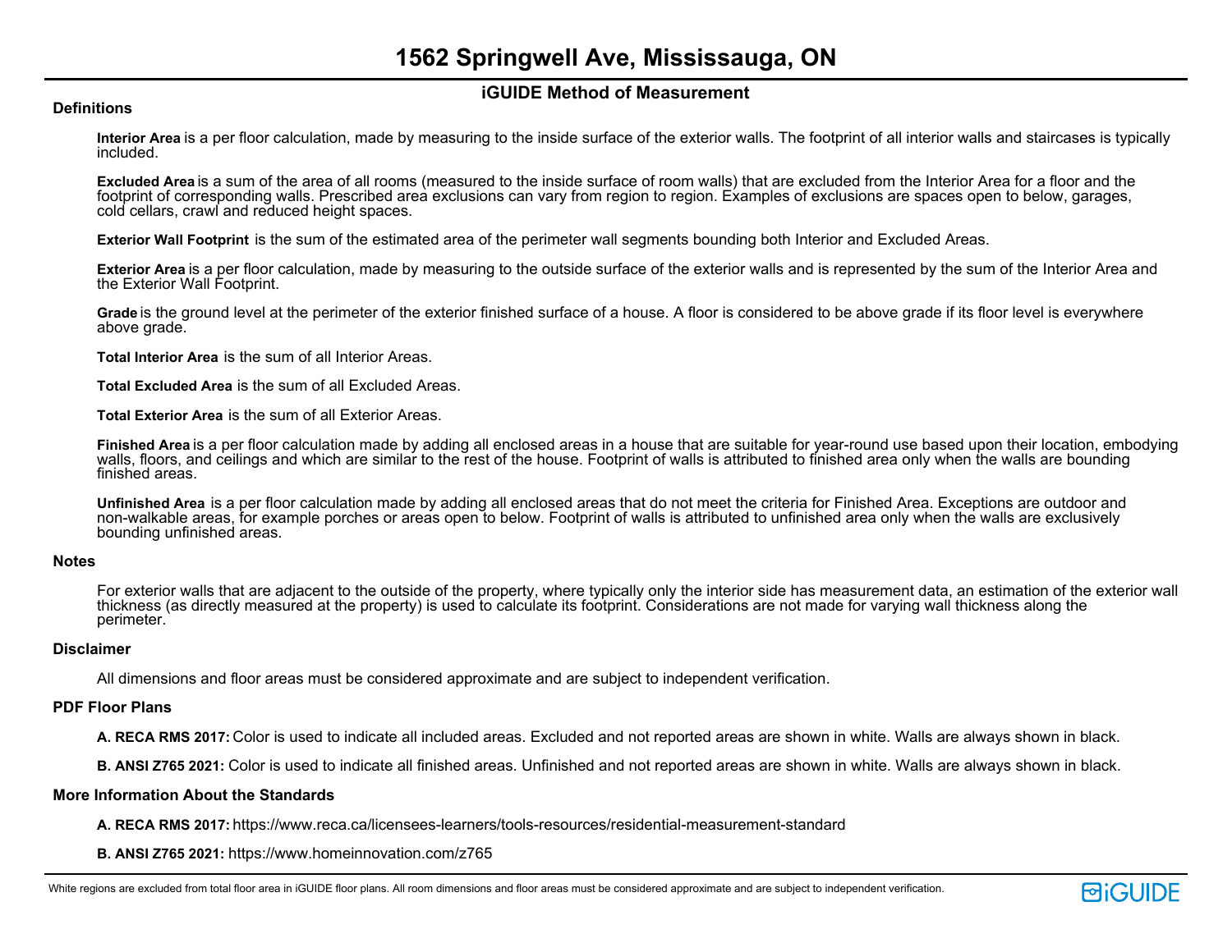# 1562 Springwell Ave, Mississauga, ON

## iGUIDE Method of Measurement

### Definitions

**Interior Area** is a per floor calculation, made by measuring to the inside surface of the exterior walls. The footprint of all interior walls and staircases is typically included.

**Excluded Area** is a sum of the area of all rooms (measured to the inside surface of room walls) that are excluded from the Interior Area for a floor and the footprint of corresponding walls. Prescribed area exclusions can vary from region to region. Examples of exclusions are spaces open to below, garages, cold cellars, crawl and reduced height spaces.

**Exterior Wall Footprint** is the sum of the estimated area of the perimeter wall segments bounding both Interior and Excluded Areas.

**Exterior Area** is a per floor calculation, made by measuring to the outside surface of the exterior walls and is represented by the sum of the Interior Area and the Exterior Wall Footprint.

**Grade** is the ground level at the perimeter of the exterior finished surface of a house. A floor is considered to be above grade if its floor level is everywhere above grade.

**Total Interior Area** is the sum of all Interior Areas.

**Total Excluded Area** is the sum of all Excluded Areas.

**Total Exterior Area** is the sum of all Exterior Areas.

**Finished Area** is a per floor calculation made by adding all enclosed areas in a house that are suitable for year-round use based upon their location, embodying walls, floors, and ceilings and which are similar to the rest of the house. Footprint of walls is attributed to finished area only when the walls are bounding finished areas.

**Unfinished Area** is a per floor calculation made by adding all enclosed areas that do not meet the criteria for Finished Area. Exceptions are outdoor and non-walkable areas, for example porches or areas open to below. Footprint of walls is attributed to unfinished area only when the walls are exclusively bounding unfinished areas.

### Notes

For exterior walls that are adjacent to the outside of the property, where typically only the interior side has measurement data, an estimation of the exterior wall thickness (as directly measured at the property) is used to calculate its footprint. Considerations are not made for varying wall thickness along the perimeter.

### Disclaimer

All dimensions and floor areas must be considered approximate and are subject to independent verification.

### PDF Floor Plans

**A. RECA RMS 2017:** Color is used to indicate all included areas. Excluded and not reported areas are shown in white. Walls are always shown in black.

**B. ANSI Z765 2021:** Color is used to indicate all finished areas. Unfinished and not reported areas are shown in white. Walls are always shown in black.

### More Information About the Standards

**A. RECA RMS 2017:** https://www.reca.ca/licensees-learners/tools-resources/residential-measurement-standard

**B. ANSI Z765 2021:** https://www.homeinnovation.com/z765

White regions are excluded from total floor area in iGUIDE floor plans. All room dimensions and floor areas must be considered approximate and are subject to independent verification.